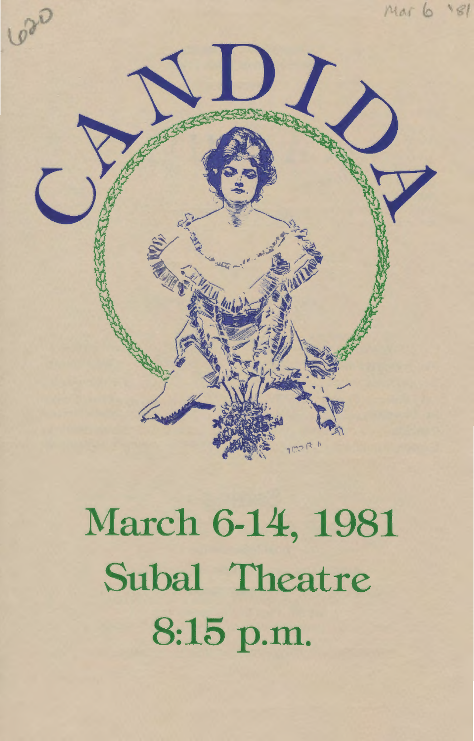620

Mar 6 '81

# CANDIDA

## March 6-14, 1981
## Subal Theatre
## 8:15 p.m.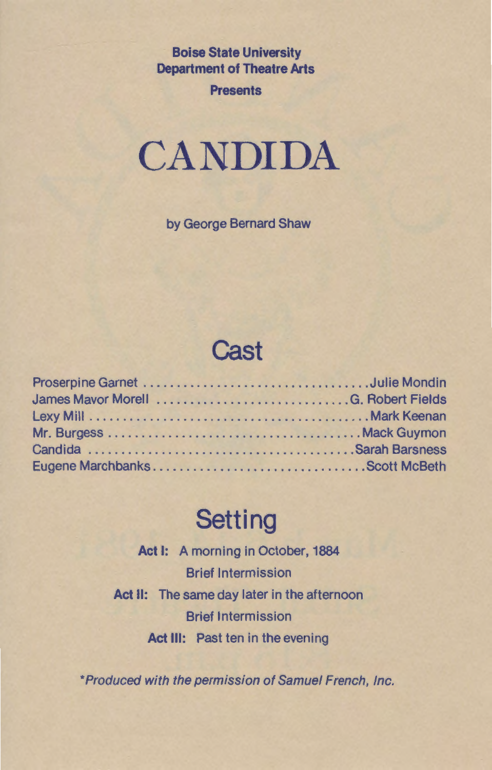**Boise State University**
**Department of Theatre Arts**
**Presents**

# CANDIDA

by George Bernard Shaw

## Cast

Proserpine Garnet .................................. Julie Mondin
James Mavor Morell ............................. G. Robert Fields
Lexy Mill .......................................... Mark Keenan
Mr. Burgess ....................................... Mack Guymon
Candida ........................................ Sarah Barsness
Eugene Marchbanks ................................ Scott McBeth

## Setting

**Act I:** A morning in October, 1884

Brief Intermission

**Act II:** The same day later in the afternoon

Brief Intermission

**Act III:** Past ten in the evening

*\*Produced with the permission of Samuel French, Inc.*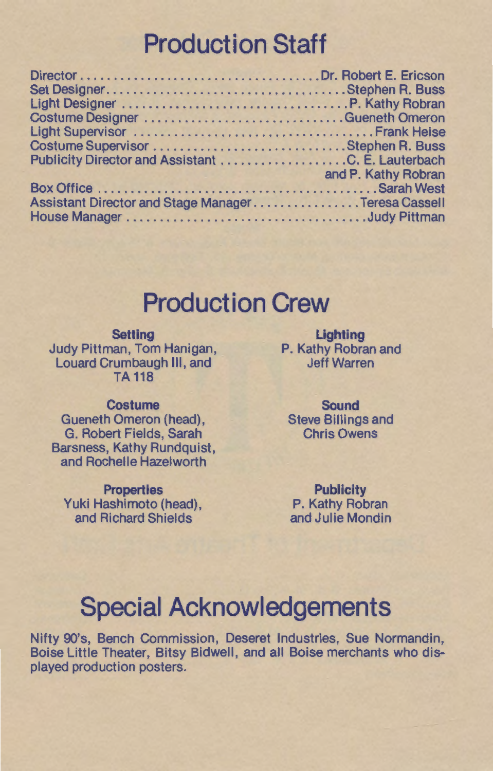# Production Staff

Director .................................... Dr. Robert E. Ericson
Set Designer .................................... Stephen R. Buss
Light Designer .................................... P. Kathy Robran
Costume Designer .................................... Gueneth Omeron
Light Supervisor .................................... Frank Heise
Costume Supervisor .................................... Stephen R. Buss
Publicity Director and Assistant .................... C. E. Lauterbach and P. Kathy Robran
Box Office .................................... Sarah West
Assistant Director and Stage Manager ................ Teresa Cassell
House Manager .................................... Judy Pittman

# Production Crew

**Setting**
Judy Pittman, Tom Hanigan, Louard Crumbaugh III, and TA 118

**Lighting**
P. Kathy Robran and Jeff Warren

**Costume**
Gueneth Omeron (head), G. Robert Fields, Sarah Barsness, Kathy Rundquist, and Rochelle Hazelworth

**Sound**
Steve Billings and Chris Owens

**Properties**
Yuki Hashimoto (head), and Richard Shields

**Publicity**
P. Kathy Robran and Julie Mondin

# Special Acknowledgements

Nifty 90's, Bench Commission, Deseret Industries, Sue Normandin, Boise Little Theater, Bitsy Bidwell, and all Boise merchants who displayed production posters.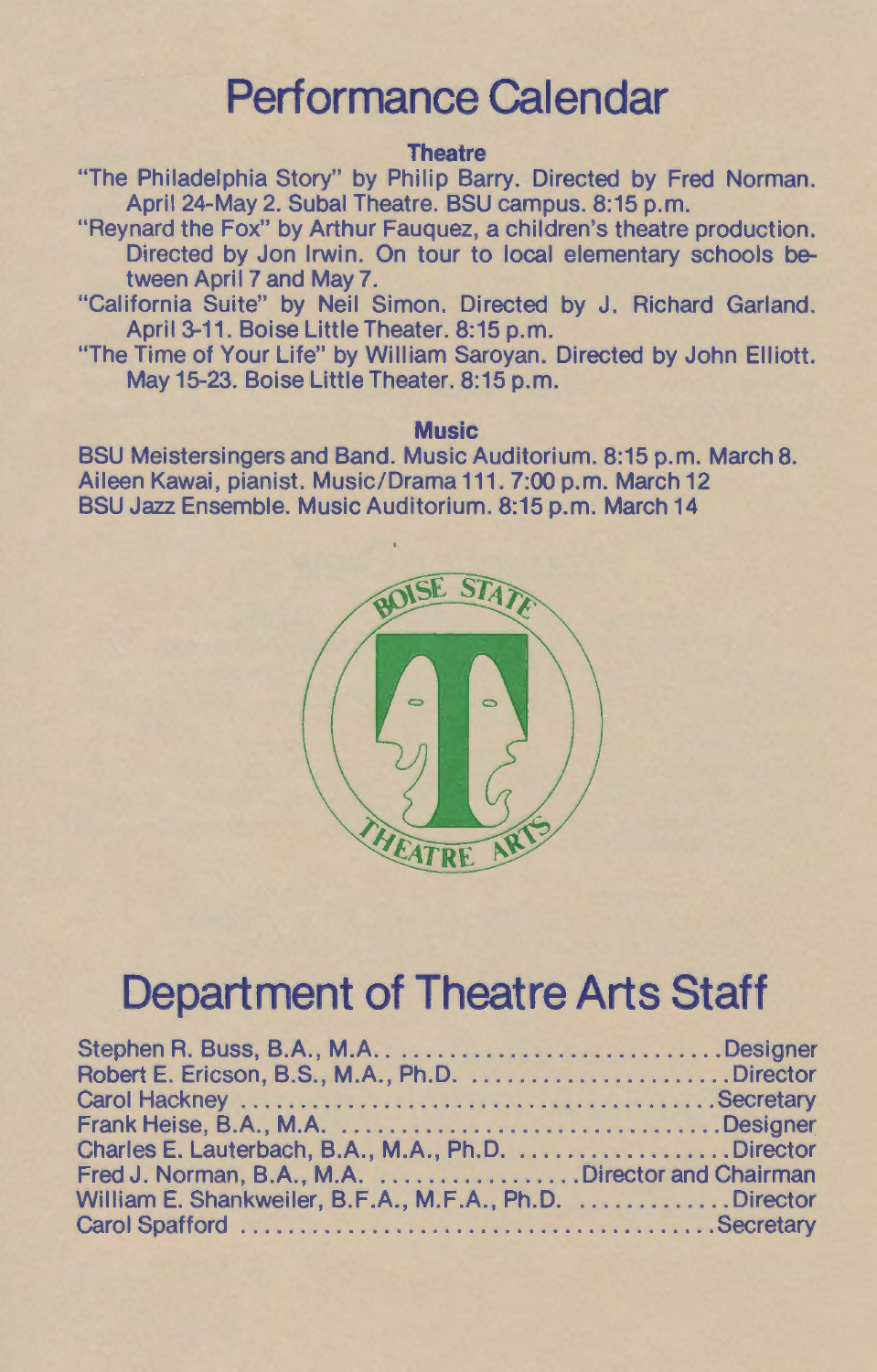# Performance Calendar

### Theatre

"The Philadelphia Story" by Philip Barry. Directed by Fred Norman. April 24-May 2. Subal Theatre. BSU campus. 8:15 p.m.

"Reynard the Fox" by Arthur Fauquez, a children's theatre production. Directed by Jon Irwin. On tour to local elementary schools between April 7 and May 7.

"California Suite" by Neil Simon. Directed by J. Richard Garland. April 3-11. Boise Little Theater. 8:15 p.m.

"The Time of Your Life" by William Saroyan. Directed by John Elliott. May 15-23. Boise Little Theater. 8:15 p.m.

### Music

BSU Meistersingers and Band. Music Auditorium. 8:15 p.m. March 8.
Aileen Kawai, pianist. Music/Drama 111. 7:00 p.m. March 12
BSU Jazz Ensemble. Music Auditorium. 8:15 p.m. March 14

BOISE STATE THEATRE ARTS

# Department of Theatre Arts Staff

Stephen R. Buss, B.A., M.A. .......... Designer
Robert E. Ericson, B.S., M.A., Ph.D. .......... Director
Carol Hackney .......... Secretary
Frank Heise, B.A., M.A. .......... Designer
Charles E. Lauterbach, B.A., M.A., Ph.D. .......... Director
Fred J. Norman, B.A., M.A. .......... Director and Chairman
William E. Shankweiler, B.F.A., M.F.A., Ph.D. .......... Director
Carol Spafford .......... Secretary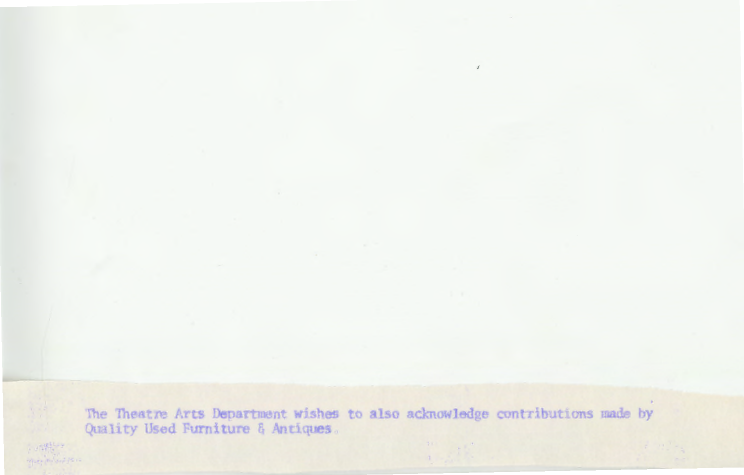The Theatre Arts Department wishes to also acknowledge contributions made by Quality Used Furniture & Antiques.